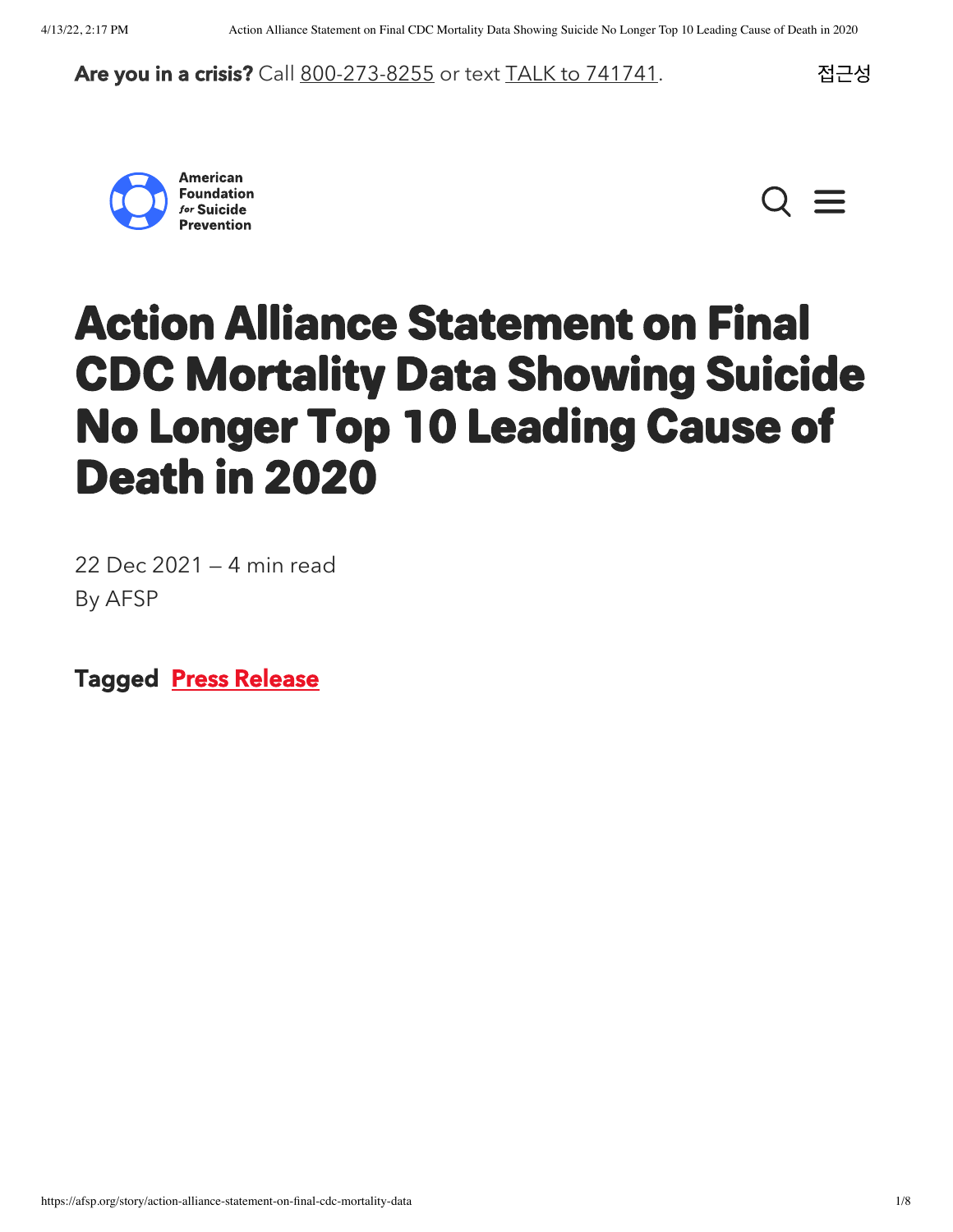**Are you in a crisis?** Call 800-273-8255 or text TALK to 741741.

접근성

American Foundation *for* Suicide Prevention

# Action Alliance Statement on Final CDC Mortality Data Showing Suicide No Longer Top 10 Leading Cause of Death in 2020

22 Dec 2021 – 4 min read

By AFSP

**Tagged** **Press Release**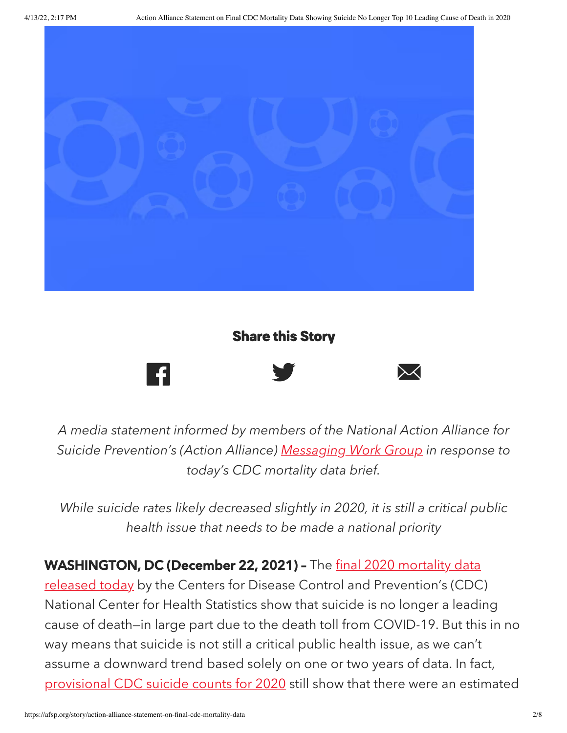### Share this Story

*A media statement informed by members of the National Action Alliance for Suicide Prevention's (Action Alliance) Messaging Work Group in response to today's CDC mortality data brief.*

*While suicide rates likely decreased slightly in 2020, it is still a critical public health issue that needs to be made a national priority*

**WASHINGTON, DC (December 22, 2021) –** The final 2020 mortality data released today by the Centers for Disease Control and Prevention's (CDC) National Center for Health Statistics show that suicide is no longer a leading cause of death—in large part due to the death toll from COVID-19. But this in no way means that suicide is not still a critical public health issue, as we can't assume a downward trend based solely on one or two years of data. In fact, provisional CDC suicide counts for 2020 still show that there were an estimated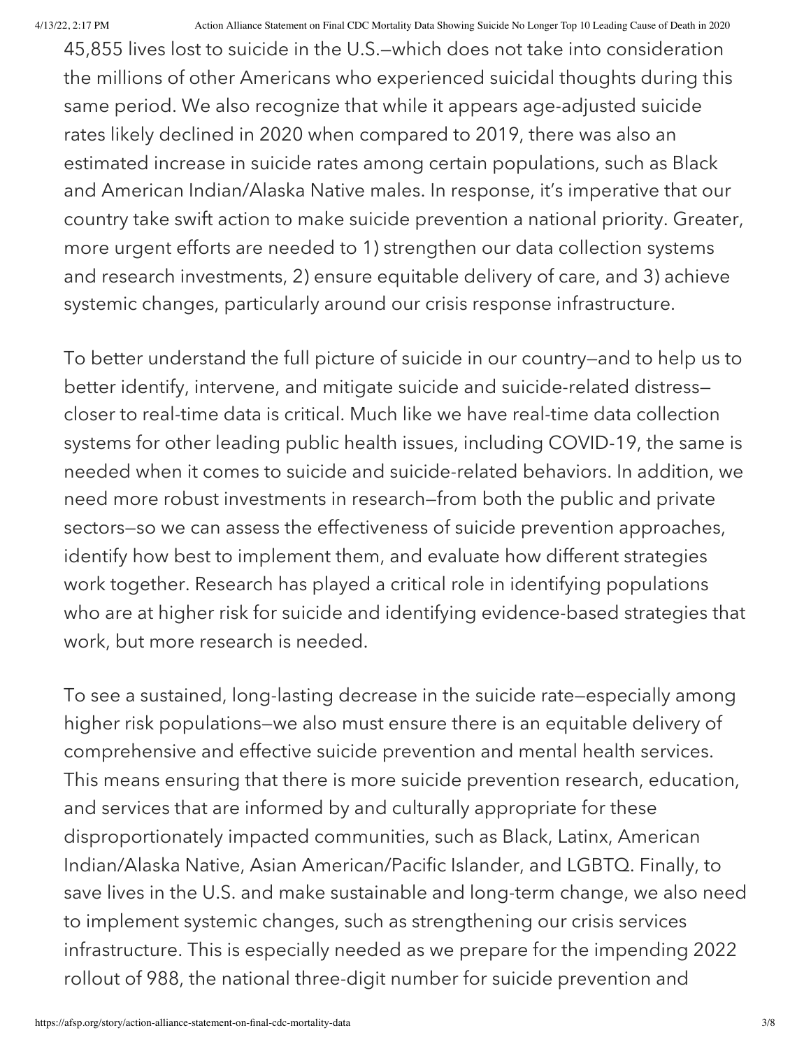45,855 lives lost to suicide in the U.S.—which does not take into consideration the millions of other Americans who experienced suicidal thoughts during this same period. We also recognize that while it appears age-adjusted suicide rates likely declined in 2020 when compared to 2019, there was also an estimated increase in suicide rates among certain populations, such as Black and American Indian/Alaska Native males. In response, it's imperative that our country take swift action to make suicide prevention a national priority. Greater, more urgent efforts are needed to 1) strengthen our data collection systems and research investments, 2) ensure equitable delivery of care, and 3) achieve systemic changes, particularly around our crisis response infrastructure.

To better understand the full picture of suicide in our country—and to help us to better identify, intervene, and mitigate suicide and suicide-related distress—closer to real-time data is critical. Much like we have real-time data collection systems for other leading public health issues, including COVID-19, the same is needed when it comes to suicide and suicide-related behaviors. In addition, we need more robust investments in research—from both the public and private sectors—so we can assess the effectiveness of suicide prevention approaches, identify how best to implement them, and evaluate how different strategies work together. Research has played a critical role in identifying populations who are at higher risk for suicide and identifying evidence-based strategies that work, but more research is needed.

To see a sustained, long-lasting decrease in the suicide rate—especially among higher risk populations—we also must ensure there is an equitable delivery of comprehensive and effective suicide prevention and mental health services. This means ensuring that there is more suicide prevention research, education, and services that are informed by and culturally appropriate for these disproportionately impacted communities, such as Black, Latinx, American Indian/Alaska Native, Asian American/Pacific Islander, and LGBTQ. Finally, to save lives in the U.S. and make sustainable and long-term change, we also need to implement systemic changes, such as strengthening our crisis services infrastructure. This is especially needed as we prepare for the impending 2022 rollout of 988, the national three-digit number for suicide prevention and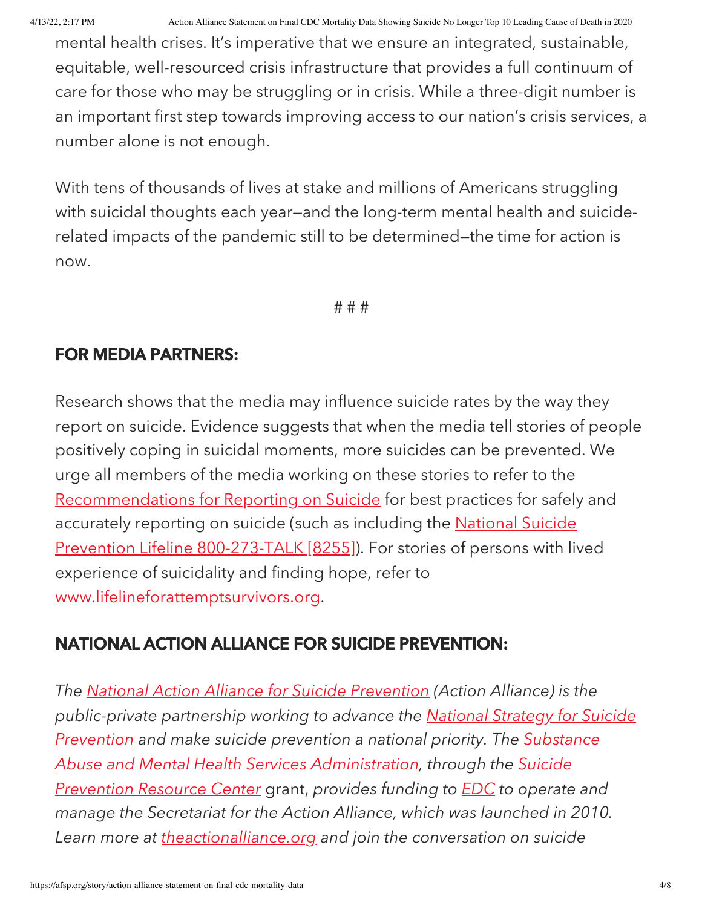mental health crises. It's imperative that we ensure an integrated, sustainable, equitable, well-resourced crisis infrastructure that provides a full continuum of care for those who may be struggling or in crisis. While a three-digit number is an important first step towards improving access to our nation's crisis services, a number alone is not enough.

With tens of thousands of lives at stake and millions of Americans struggling with suicidal thoughts each year—and the long-term mental health and suicide-related impacts of the pandemic still to be determined—the time for action is now.

# # #

## FOR MEDIA PARTNERS:

Research shows that the media may influence suicide rates by the way they report on suicide. Evidence suggests that when the media tell stories of people positively coping in suicidal moments, more suicides can be prevented. We urge all members of the media working on these stories to refer to the Recommendations for Reporting on Suicide for best practices for safely and accurately reporting on suicide (such as including the National Suicide Prevention Lifeline 800-273-TALK [8255]). For stories of persons with lived experience of suicidality and finding hope, refer to www.lifelineforattemptsurvivors.org.

## NATIONAL ACTION ALLIANCE FOR SUICIDE PREVENTION:

*The National Action Alliance for Suicide Prevention (Action Alliance) is the public-private partnership working to advance the National Strategy for Suicide Prevention and make suicide prevention a national priority. The Substance Abuse and Mental Health Services Administration, through the Suicide Prevention Resource Center* grant, *provides funding to EDC to operate and manage the Secretariat for the Action Alliance, which was launched in 2010. Learn more at theactionalliance.org and join the conversation on suicide*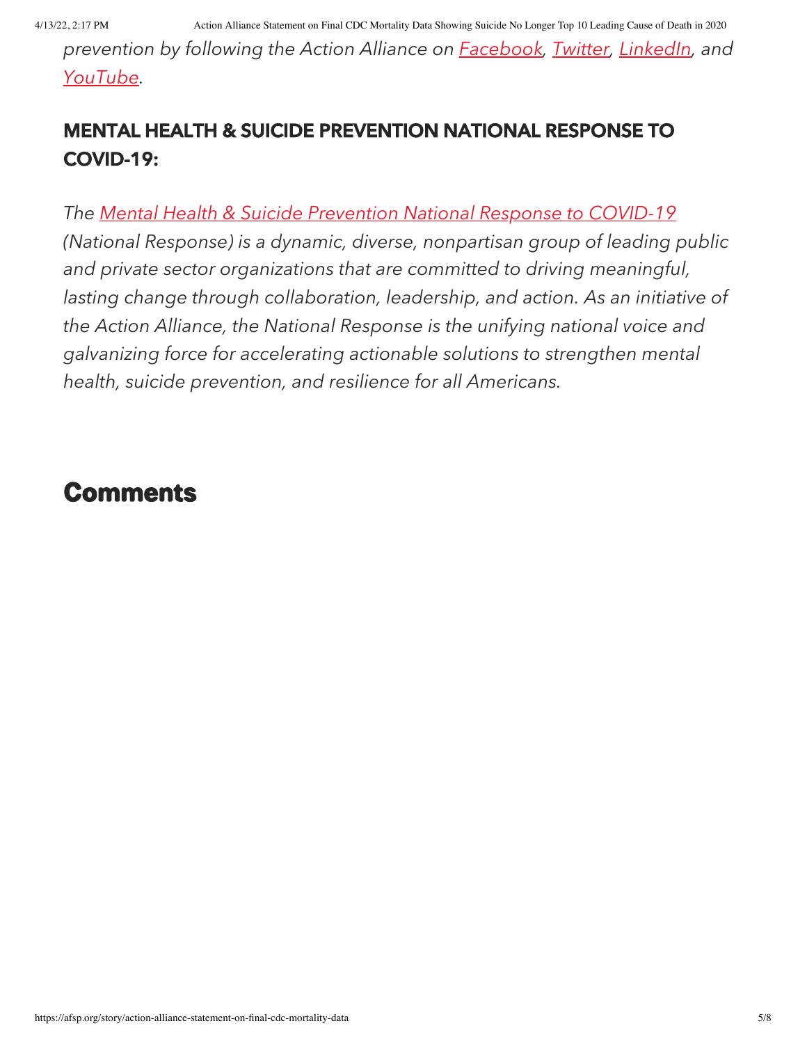*prevention by following the Action Alliance on Facebook, Twitter, LinkedIn, and YouTube.*

## MENTAL HEALTH & SUICIDE PREVENTION NATIONAL RESPONSE TO COVID-19:

*The Mental Health & Suicide Prevention National Response to COVID-19 (National Response) is a dynamic, diverse, nonpartisan group of leading public and private sector organizations that are committed to driving meaningful, lasting change through collaboration, leadership, and action. As an initiative of the Action Alliance, the National Response is the unifying national voice and galvanizing force for accelerating actionable solutions to strengthen mental health, suicide prevention, and resilience for all Americans.*

# Comments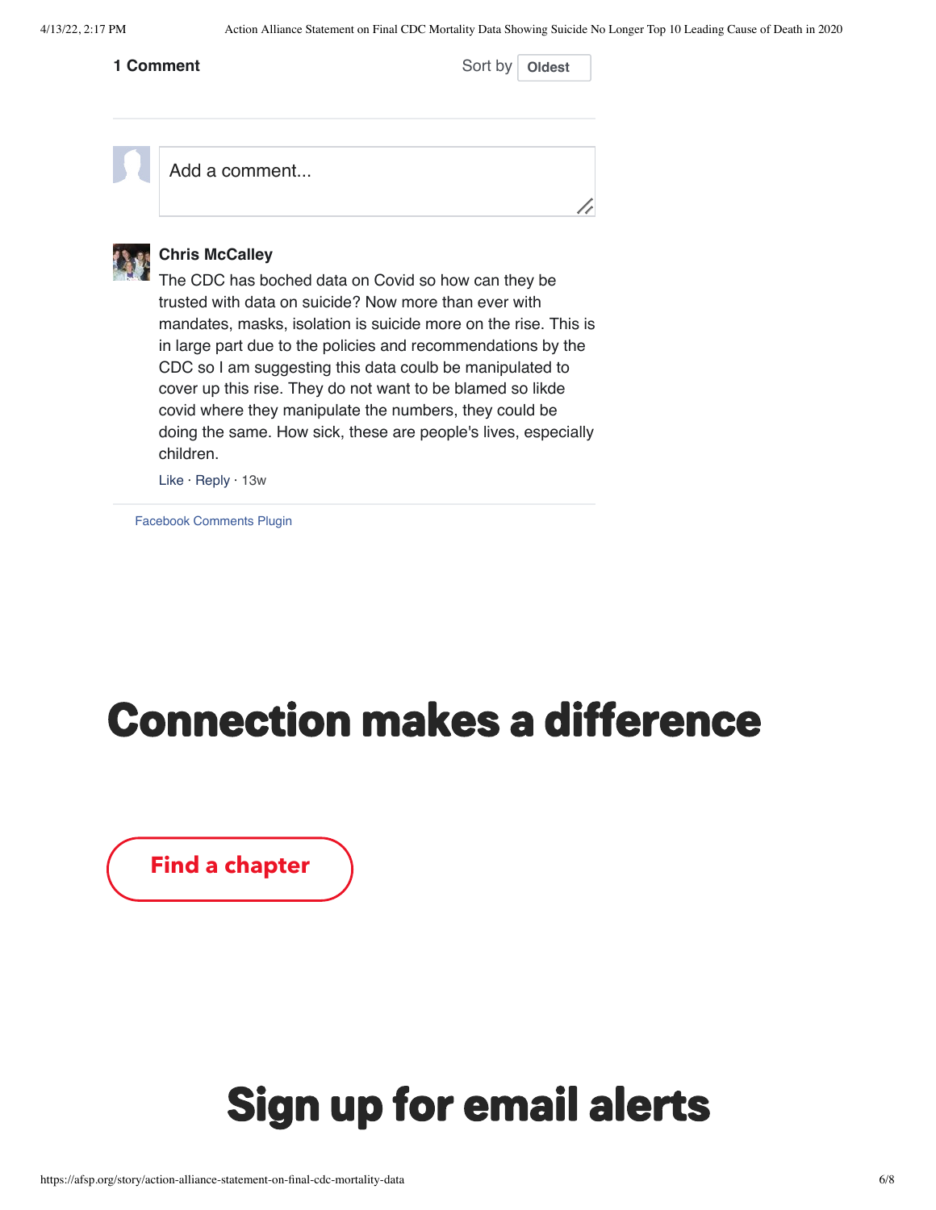**1 Comment**

Sort by **Oldest**

Add a comment...

**Chris McCalley**

The CDC has boched data on Covid so how can they be trusted with data on suicide? Now more than ever with mandates, masks, isolation is suicide more on the rise. This is in large part due to the policies and recommendations by the CDC so I am suggesting this data coulb be manipulated to cover up this rise. They do not want to be blamed so likde covid where they manipulate the numbers, they could be doing the same. How sick, these are people's lives, especially children.

Like · Reply · 13w

Facebook Comments Plugin

# Connection makes a difference

Find a chapter

# Sign up for email alerts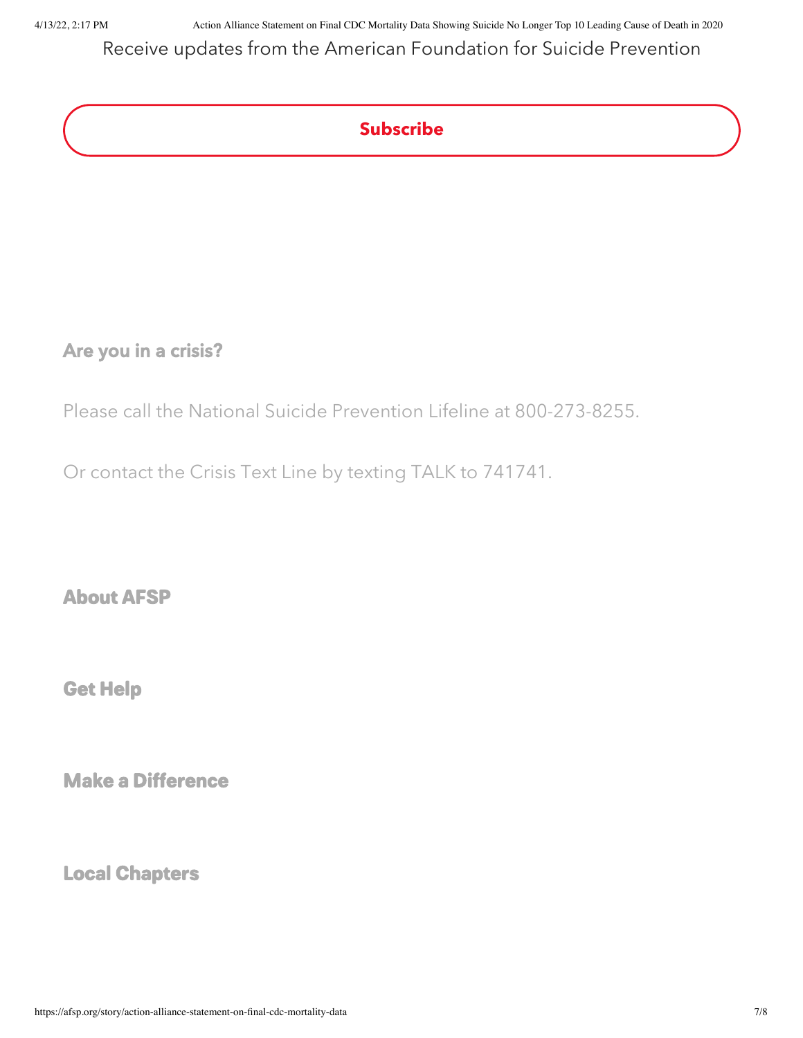Receive updates from the American Foundation for Suicide Prevention

**Subscribe**

### Are you in a crisis?

Please call the National Suicide Prevention Lifeline at 800-273-8255.

Or contact the Crisis Text Line by texting TALK to 741741.

### About AFSP

### Get Help

### Make a Difference

### Local Chapters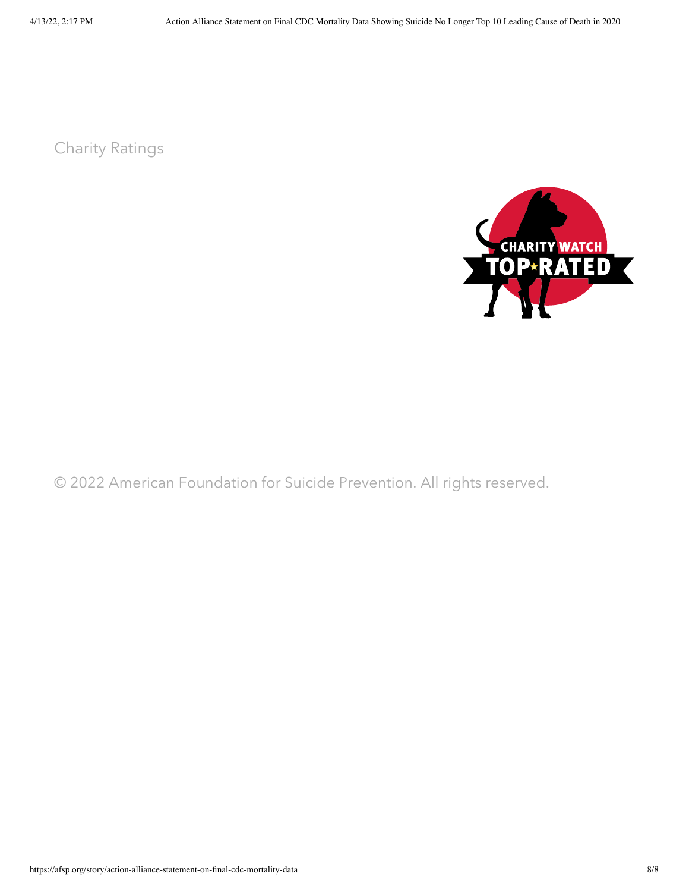Charity Ratings

© 2022 American Foundation for Suicide Prevention. All rights reserved.